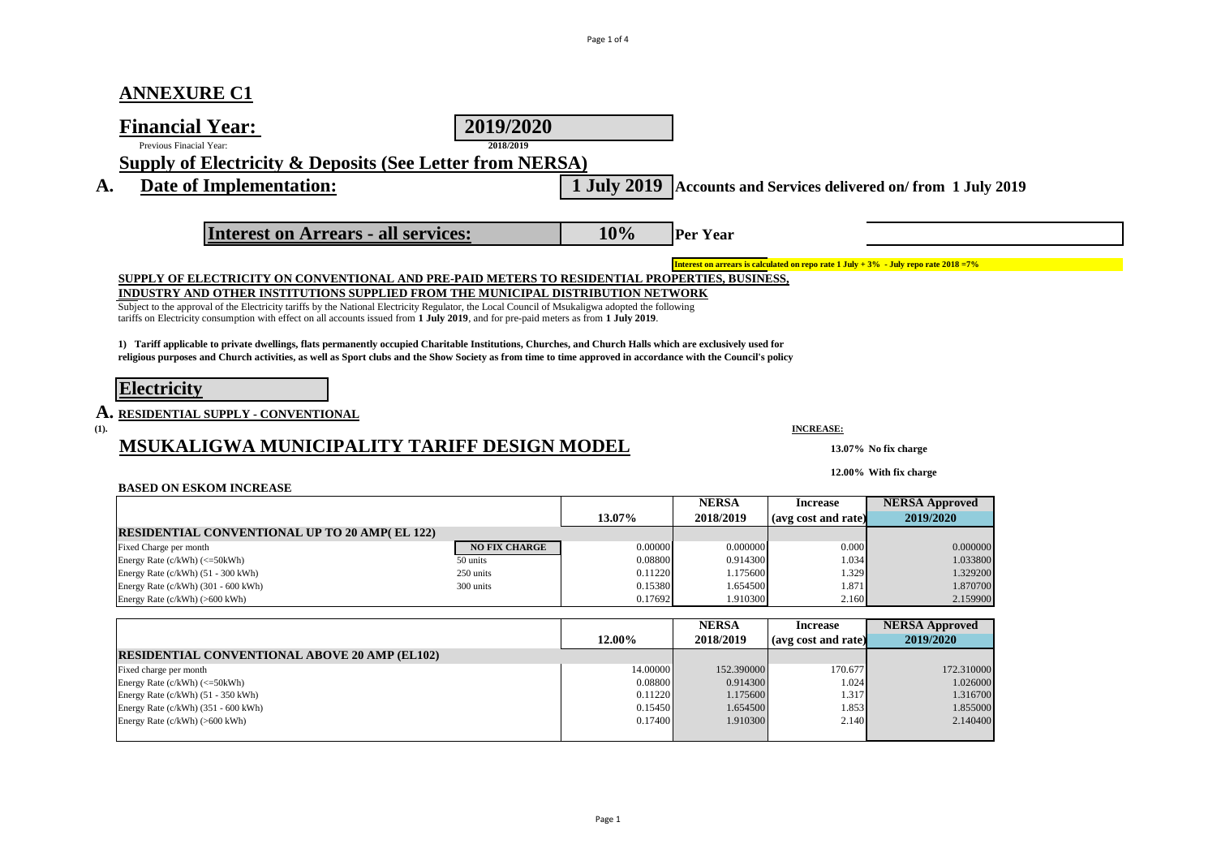## ANNEXURE C1

| **Financial Year:** | **2019/2020** |
|---|---|
| Previous Finacial Year: | 2018/2019 |

**Supply of Electricity & Deposits (See Letter from NERSA)**

**A. Date of Implementation:** **1 July 2019** **Accounts and Services delivered on/ from 1 July 2019**

| **Interest on Arrears - all services:** | **10%** | **Per Year** |
|---|---|---|

**Interest on arrears is calculated on repo rate 1 July + 3% - July repo rate 2018 =7%**

**SUPPLY OF ELECTRICITY ON CONVENTIONAL AND PRE-PAID METERS TO RESIDENTIAL PROPERTIES, BUSINESS, INDUSTRY AND OTHER INSTITUTIONS SUPPLIED FROM THE MUNICIPAL DISTRIBUTION NETWORK**

Subject to the approval of the Electricity tariffs by the National Electricity Regulator, the Local Council of Msukaligwa adopted the following tariffs on Electricity consumption with effect on all accounts issued from **1 July 2019**, and for pre-paid meters as from **1 July 2019**.

**1) Tariff applicable to private dwellings, flats permanently occupied Charitable Institutions, Churches, and Church Halls which are exclusively used for religious purposes and Church activities, as well as Sport clubs and the Show Society as from time to time approved in accordance with the Council's policy**

## Electricity

### A. RESIDENTIAL SUPPLY - CONVENTIONAL

(1).

### MSUKALIGWA MUNICIPALITY TARIFF DESIGN MODEL

**INCREASE:**

**13.07% No fix charge**

**12.00% With fix charge**

**BASED ON ESKOM INCREASE**

| | | 13.07% | NERSA 2018/2019 | Increase (avg cost and rate) | NERSA Approved 2019/2020 |
|---|---|---|---|---|---|
| **RESIDENTIAL CONVENTIONAL UP TO 20 AMP( EL 122)** | | | | | |
| Fixed Charge per month | **NO FIX CHARGE** | 0.00000 | 0.000000 | 0.000 | 0.000000 |
| Energy Rate (c/kWh) (<=50kWh) | 50 units | 0.08800 | 0.914300 | 1.034 | 1.033800 |
| Energy Rate (c/kWh) (51 - 300 kWh) | 250 units | 0.11220 | 1.175600 | 1.329 | 1.329200 |
| Energy Rate (c/kWh) (301 - 600 kWh) | 300 units | 0.15380 | 1.654500 | 1.871 | 1.870700 |
| Energy Rate (c/kWh) (>600 kWh) | | 0.17692 | 1.910300 | 2.160 | 2.159900 |

| | 12.00% | NERSA 2018/2019 | Increase (avg cost and rate) | NERSA Approved 2019/2020 |
|---|---|---|---|---|
| **RESIDENTIAL CONVENTIONAL ABOVE 20 AMP (EL102)** | | | | |
| Fixed charge per month | 14.00000 | 152.390000 | 170.677 | 172.310000 |
| Energy Rate (c/kWh) (<=50kWh) | 0.08800 | 0.914300 | 1.024 | 1.026000 |
| Energy Rate (c/kWh) (51 - 350 kWh) | 0.11220 | 1.175600 | 1.317 | 1.316700 |
| Energy Rate (c/kWh) (351 - 600 kWh) | 0.15450 | 1.654500 | 1.853 | 1.855000 |
| Energy Rate (c/kWh) (>600 kWh) | 0.17400 | 1.910300 | 2.140 | 2.140400 |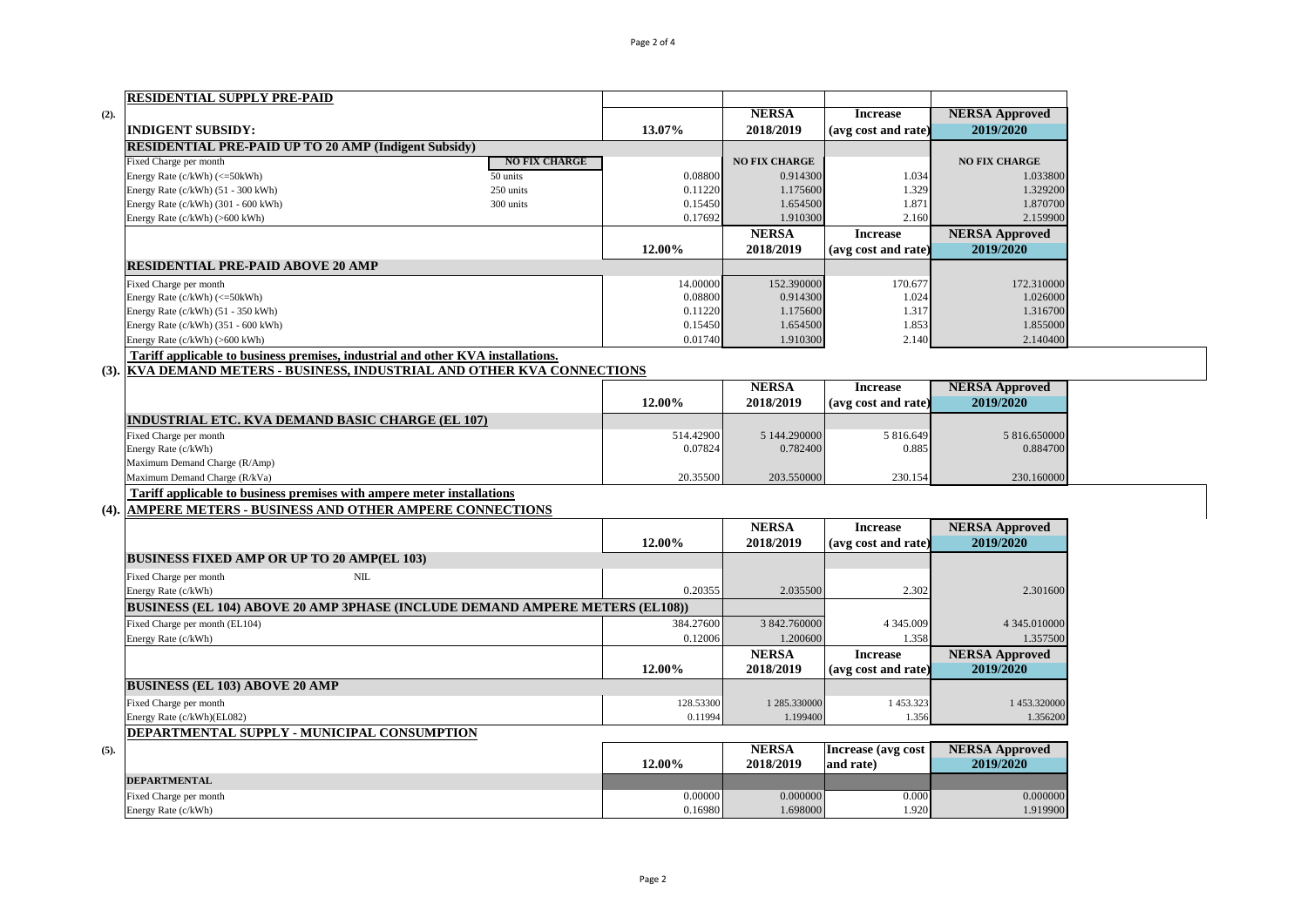## (2). RESIDENTIAL SUPPLY PRE-PAID

| INDIGENT SUBSIDY: | | 13.07% | NERSA 2018/2019 | Increase (avg cost and rate) | NERSA Approved 2019/2020 |
|---|---|---|---|---|---|
| **RESIDENTIAL PRE-PAID UP TO 20 AMP (Indigent Subsidy)** | | | | | |
| Fixed Charge per month | NO FIX CHARGE | | NO FIX CHARGE | | NO FIX CHARGE |
| Energy Rate (c/kWh) (<=50kWh) | 50 units | 0.08800 | 0.914300 | 1.034 | 1.033800 |
| Energy Rate (c/kWh) (51 - 300 kWh) | 250 units | 0.11220 | 1.175600 | 1.329 | 1.329200 |
| Energy Rate (c/kWh) (301 - 600 kWh) | 300 units | 0.15450 | 1.654500 | 1.871 | 1.870700 |
| Energy Rate (c/kWh) (>600 kWh) | | 0.17692 | 1.910300 | 2.160 | 2.159900 |

| | 12.00% | NERSA 2018/2019 | Increase (avg cost and rate) | NERSA Approved 2019/2020 |
|---|---|---|---|---|
| **RESIDENTIAL PRE-PAID ABOVE 20 AMP** | | | | |
| Fixed Charge per month | 14.00000 | 152.390000 | 170.677 | 172.310000 |
| Energy Rate (c/kWh) (<=50kWh) | 0.08800 | 0.914300 | 1.024 | 1.026000 |
| Energy Rate (c/kWh) (51 - 350 kWh) | 0.11220 | 1.175600 | 1.317 | 1.316700 |
| Energy Rate (c/kWh) (351 - 600 kWh) | 0.15450 | 1.654500 | 1.853 | 1.855000 |
| Energy Rate (c/kWh) (>600 kWh) | 0.01740 | 1.910300 | 2.140 | 2.140400 |

**Tariff applicable to business premises, industrial and other KVA installations.**

## (3). KVA DEMAND METERS - BUSINESS, INDUSTRIAL AND OTHER KVA CONNECTIONS

| | 12.00% | NERSA 2018/2019 | Increase (avg cost and rate) | NERSA Approved 2019/2020 |
|---|---|---|---|---|
| **INDUSTRIAL ETC. KVA DEMAND BASIC CHARGE (EL 107)** | | | | |
| Fixed Charge per month | 514.42900 | 5 144.290000 | 5 816.649 | 5 816.650000 |
| Energy Rate (c/kWh) | 0.07824 | 0.782400 | 0.885 | 0.884700 |
| Maximum Demand Charge (R/Amp) | | | | |
| Maximum Demand Charge (R/kVa) | 20.35500 | 203.550000 | 230.154 | 230.160000 |

**Tariff applicable to business premises with ampere meter installations**

## (4). AMPERE METERS - BUSINESS AND OTHER AMPERE CONNECTIONS

| | 12.00% | NERSA 2018/2019 | Increase (avg cost and rate) | NERSA Approved 2019/2020 |
|---|---|---|---|---|
| **BUSINESS FIXED AMP OR UP TO 20 AMP(EL 103)** | | | | |
| Fixed Charge per month NIL | | | | |
| Energy Rate (c/kWh) | 0.20355 | 2.035500 | 2.302 | 2.301600 |
| **BUSINESS (EL 104) ABOVE 20 AMP 3PHASE (INCLUDE DEMAND AMPERE METERS (EL108))** | | | | |
| Fixed Charge per month (EL104) | 384.27600 | 3 842.760000 | 4 345.009 | 4 345.010000 |
| Energy Rate (c/kWh) | 0.12006 | 1.200600 | 1.358 | 1.357500 |

| | 12.00% | NERSA 2018/2019 | Increase (avg cost and rate) | NERSA Approved 2019/2020 |
|---|---|---|---|---|
| **BUSINESS (EL 103) ABOVE 20 AMP** | | | | |
| Fixed Charge per month | 128.53300 | 1 285.330000 | 1 453.323 | 1 453.320000 |
| Energy Rate (c/kWh)(EL082) | 0.11994 | 1.199400 | 1.356 | 1.356200 |

## (5). DEPARTMENTAL SUPPLY - MUNICIPAL CONSUMPTION

| | 12.00% | NERSA 2018/2019 | Increase (avg cost and rate) | NERSA Approved 2019/2020 |
|---|---|---|---|---|
| **DEPARTMENTAL** | | | | |
| Fixed Charge per month | 0.00000 | 0.000000 | 0.000 | 0.000000 |
| Energy Rate (c/kWh) | 0.16980 | 1.698000 | 1.920 | 1.919900 |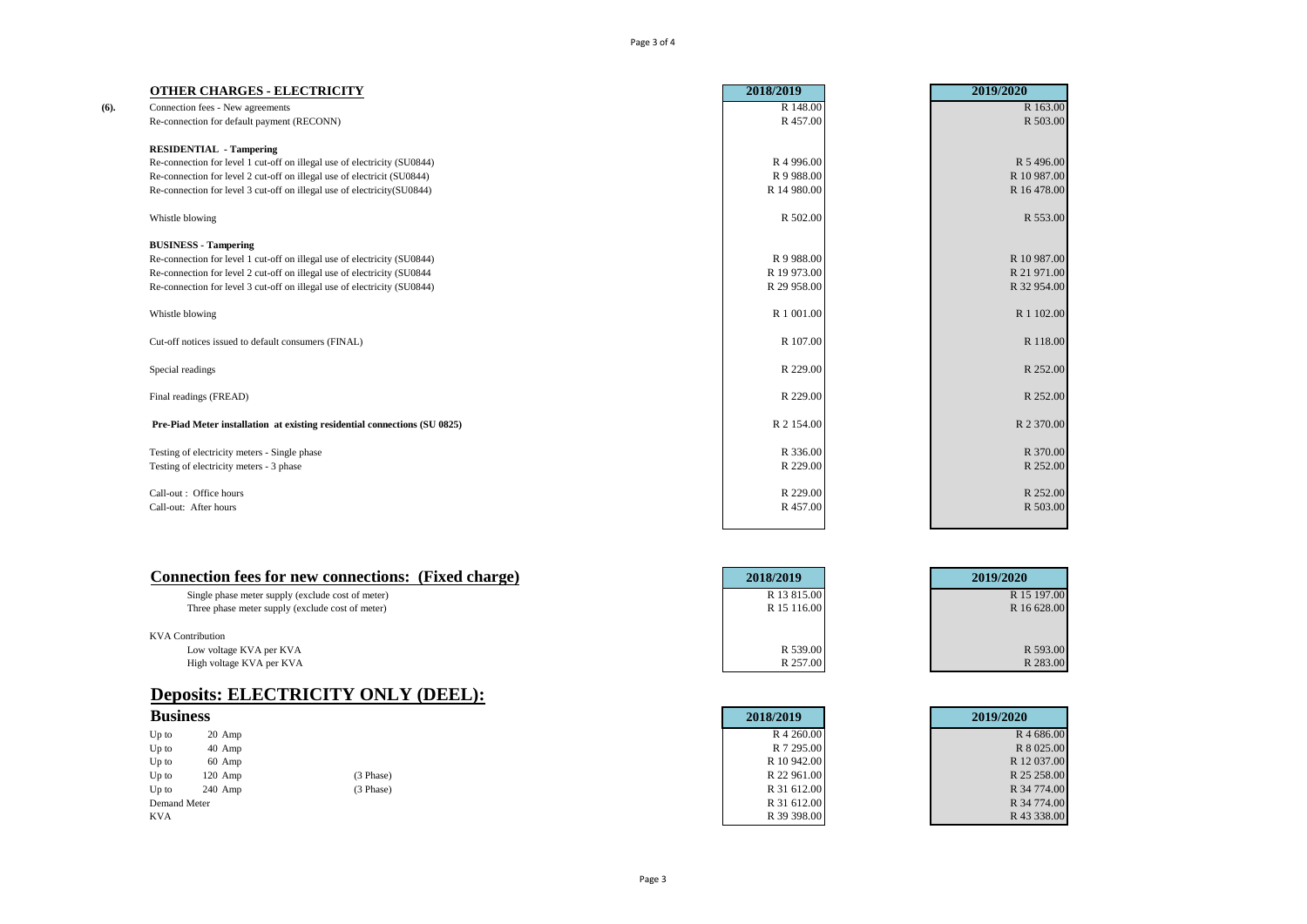## OTHER CHARGES - ELECTRICITY

| | | 2018/2019 | 2019/2020 |
|---|---|---|---|
| (6). | Connection fees - New agreements | R 148.00 | R 163.00 |
| | Re-connection for default payment (RECONN) | R 457.00 | R 503.00 |
| | **RESIDENTIAL - Tampering** | | |
| | Re-connection for level 1 cut-off on illegal use of electricity (SU0844) | R 4 996.00 | R 5 496.00 |
| | Re-connection for level 2 cut-off on illegal use of electricit (SU0844) | R 9 988.00 | R 10 987.00 |
| | Re-connection for level 3 cut-off on illegal use of electricity(SU0844) | R 14 980.00 | R 16 478.00 |
| | Whistle blowing | R 502.00 | R 553.00 |
| | **BUSINESS - Tampering** | | |
| | Re-connection for level 1 cut-off on illegal use of electricity (SU0844) | R 9 988.00 | R 10 987.00 |
| | Re-connection for level 2 cut-off on illegal use of electricity (SU0844 | R 19 973.00 | R 21 971.00 |
| | Re-connection for level 3 cut-off on illegal use of electricity (SU0844) | R 29 958.00 | R 32 954.00 |
| | Whistle blowing | R 1 001.00 | R 1 102.00 |
| | Cut-off notices issued to default consumers (FINAL) | R 107.00 | R 118.00 |
| | Special readings | R 229.00 | R 252.00 |
| | Final readings (FREAD) | R 229.00 | R 252.00 |
| | **Pre-Piad Meter installation at existing residential connections (SU 0825)** | R 2 154.00 | R 2 370.00 |
| | Testing of electricity meters - Single phase | R 336.00 | R 370.00 |
| | Testing of electricity meters - 3 phase | R 229.00 | R 252.00 |
| | Call-out : Office hours | R 229.00 | R 252.00 |
| | Call-out: After hours | R 457.00 | R 503.00 |

## Connection fees for new connections: (Fixed charge)

| | 2018/2019 | 2019/2020 |
|---|---|---|
| Single phase meter supply (exclude cost of meter) | R 13 815.00 | R 15 197.00 |
| Three phase meter supply (exclude cost of meter) | R 15 116.00 | R 16 628.00 |
| KVA Contribution | | |
| Low voltage KVA per KVA | R 539.00 | R 593.00 |
| High voltage KVA per KVA | R 257.00 | R 283.00 |

## Deposits: ELECTRICITY ONLY (DEEL):

### Business

| | | | 2018/2019 | 2019/2020 |
|---|---|---|---|---|
| Up to | 20 Amp | | R 4 260.00 | R 4 686.00 |
| Up to | 40 Amp | | R 7 295.00 | R 8 025.00 |
| Up to | 60 Amp | | R 10 942.00 | R 12 037.00 |
| Up to | 120 Amp | (3 Phase) | R 22 961.00 | R 25 258.00 |
| Up to | 240 Amp | (3 Phase) | R 31 612.00 | R 34 774.00 |
| Demand Meter | | | R 31 612.00 | R 34 774.00 |
| KVA | | | R 39 398.00 | R 43 338.00 |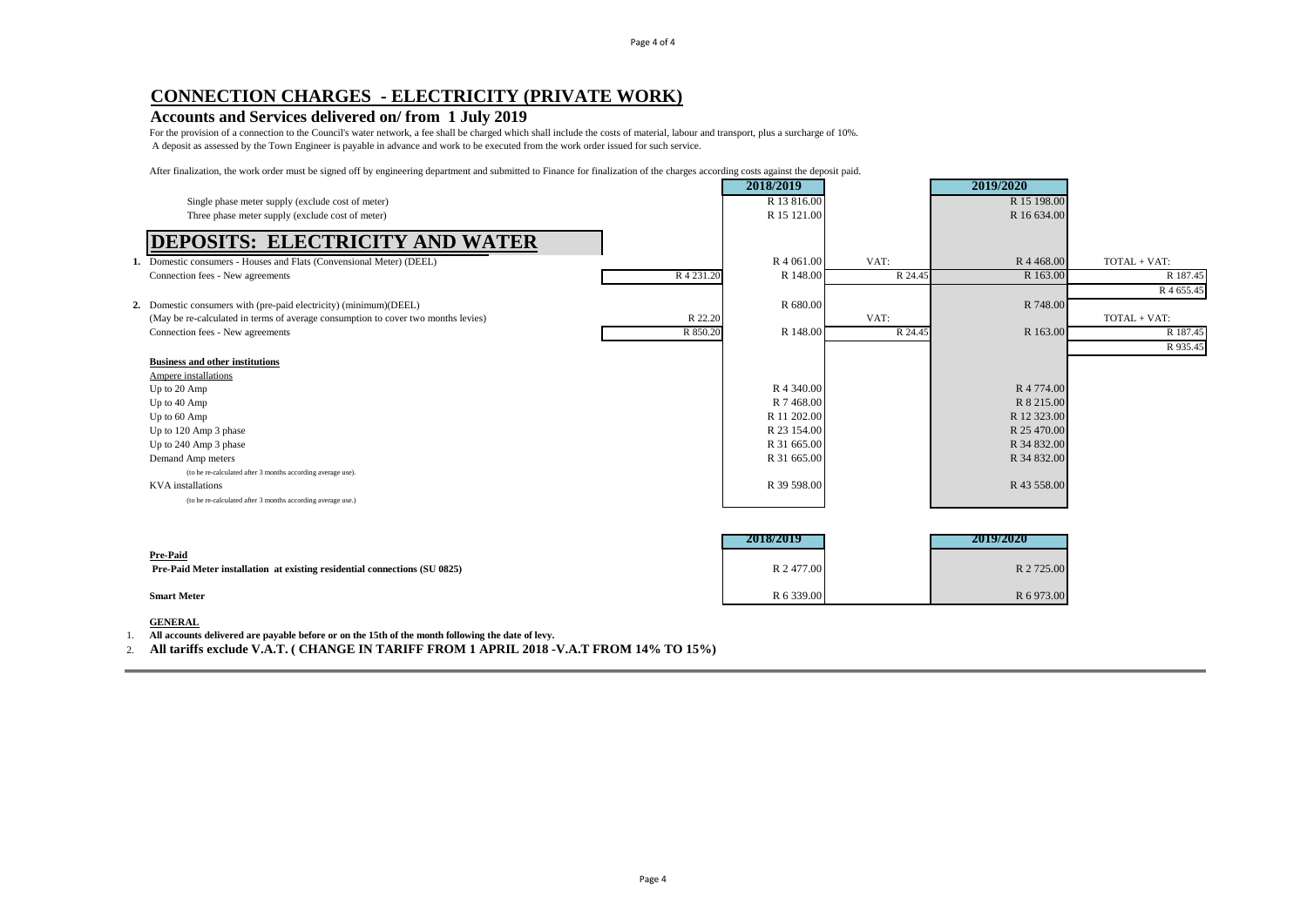# CONNECTION CHARGES - ELECTRICITY (PRIVATE WORK)

## Accounts and Services delivered on/ from 1 July 2019

For the provision of a connection to the Council's water network, a fee shall be charged which shall include the costs of material, labour and transport, plus a surcharge of 10%.
A deposit as assessed by the Town Engineer is payable in advance and work to be executed from the work order issued for such service.

After finalization, the work order must be signed off by engineering department and submitted to Finance for finalization of the charges according costs against the deposit paid.

| | | 2018/2019 | | 2019/2020 | |
|---|---|---|---|---|---|
| Single phase meter supply (exclude cost of meter) | | R 13 816.00 | | R 15 198.00 | |
| Three phase meter supply (exclude cost of meter) | | R 15 121.00 | | R 16 634.00 | |
| **DEPOSITS: ELECTRICITY AND WATER** | | | | | |
| 1. Domestic consumers - Houses and Flats (Convensional Meter) (DEEL) | | R 4 061.00 | VAT: | R 4 468.00 | TOTAL + VAT: |
| Connection fees - New agreements | R 4 231.20 | R 148.00 | R 24.45 | R 163.00 | R 187.45 |
| | | | | | R 4 655.45 |
| 2. Domestic consumers with (pre-paid electricity) (minimum)(DEEL) | | R 680.00 | | R 748.00 | |
| (May be re-calculated in terms of average consumption to cover two months levies) | R 22.20 | | VAT: | | TOTAL + VAT: |
| Connection fees - New agreements | R 850.20 | R 148.00 | R 24.45 | R 163.00 | R 187.45 |
| | | | | | R 935.45 |
| **Business and other institutions** | | | | | |
| Ampere installations | | | | | |
| Up to 20 Amp | | R 4 340.00 | | R 4 774.00 | |
| Up to 40 Amp | | R 7 468.00 | | R 8 215.00 | |
| Up to 60 Amp | | R 11 202.00 | | R 12 323.00 | |
| Up to 120 Amp 3 phase | | R 23 154.00 | | R 25 470.00 | |
| Up to 240 Amp 3 phase | | R 31 665.00 | | R 34 832.00 | |
| Demand Amp meters | | R 31 665.00 | | R 34 832.00 | |
| (to be re-calculated after 3 months according average use). | | | | | |
| KVA installations | | R 39 598.00 | | R 43 558.00 | |
| (to be re-calculated after 3 months according average use.) | | | | | |

| | 2018/2019 | 2019/2020 |
|---|---|---|
| **Pre-Paid** | | |
| **Pre-Paid Meter installation at existing residential connections (SU 0825)** | R 2 477.00 | R 2 725.00 |
| **Smart Meter** | R 6 339.00 | R 6 973.00 |

**GENERAL**

1. **All accounts delivered are payable before or on the 15th of the month following the date of levy.**
2. **All tariffs exclude V.A.T. ( CHANGE IN TARIFF FROM 1 APRIL 2018 -V.A.T FROM 14% TO 15%)**